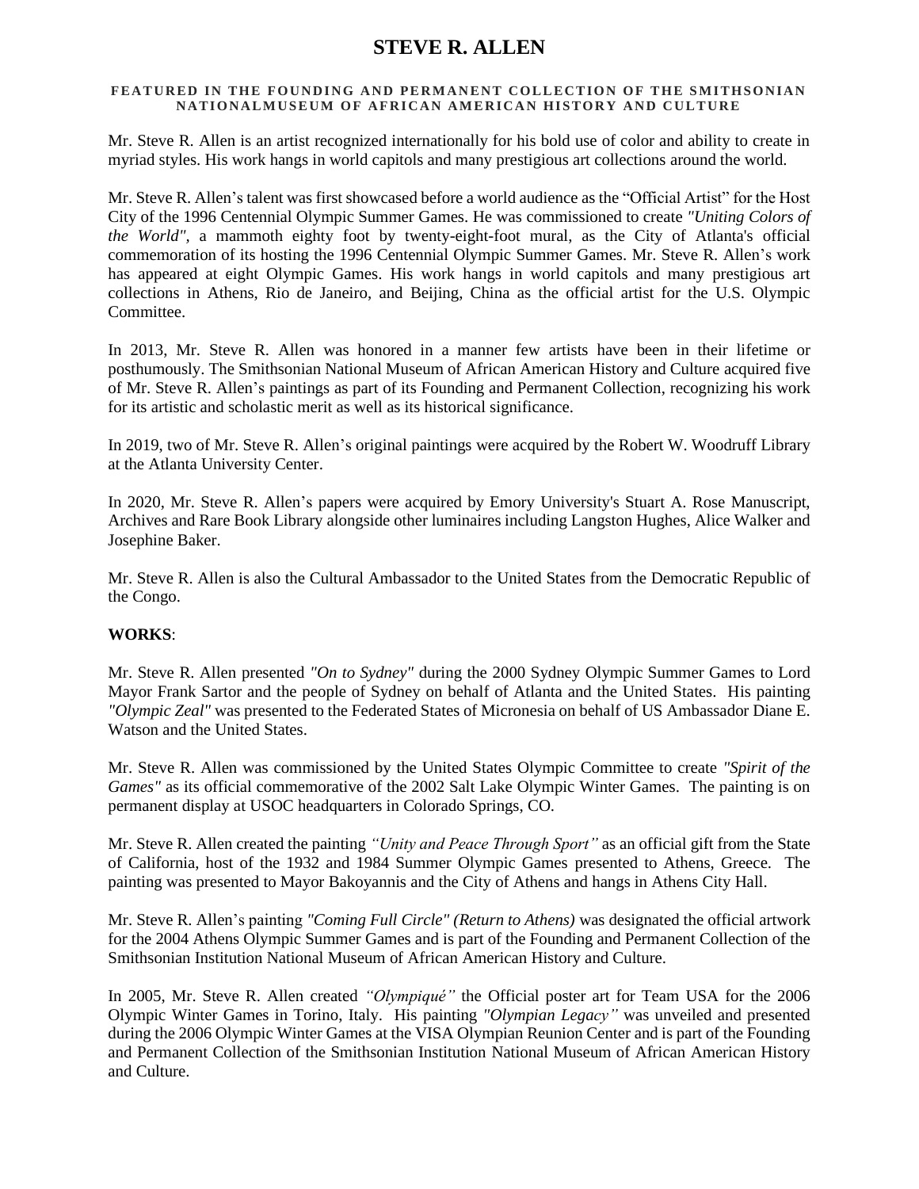# STEVE R. ALLEN

**FEATURED IN THE FOUNDING AND PERMANENT COLLECTION OF THE SMITHSONIAN NATIONALMUSEUM OF AFRICAN AMERICAN HISTORY AND CULTURE**

Mr. Steve R. Allen is an artist recognized internationally for his bold use of color and ability to create in myriad styles. His work hangs in world capitols and many prestigious art collections around the world.

Mr. Steve R. Allen's talent was first showcased before a world audience as the "Official Artist" for the Host City of the 1996 Centennial Olympic Summer Games. He was commissioned to create *"Uniting Colors of the World"*, a mammoth eighty foot by twenty-eight-foot mural, as the City of Atlanta's official commemoration of its hosting the 1996 Centennial Olympic Summer Games. Mr. Steve R. Allen's work has appeared at eight Olympic Games. His work hangs in world capitols and many prestigious art collections in Athens, Rio de Janeiro, and Beijing, China as the official artist for the U.S. Olympic Committee.

In 2013, Mr. Steve R. Allen was honored in a manner few artists have been in their lifetime or posthumously. The Smithsonian National Museum of African American History and Culture acquired five of Mr. Steve R. Allen's paintings as part of its Founding and Permanent Collection, recognizing his work for its artistic and scholastic merit as well as its historical significance.

In 2019, two of Mr. Steve R. Allen's original paintings were acquired by the Robert W. Woodruff Library at the Atlanta University Center.

In 2020, Mr. Steve R. Allen's papers were acquired by Emory University's Stuart A. Rose Manuscript, Archives and Rare Book Library alongside other luminaires including Langston Hughes, Alice Walker and Josephine Baker.

Mr. Steve R. Allen is also the Cultural Ambassador to the United States from the Democratic Republic of the Congo.

**WORKS**:

Mr. Steve R. Allen presented *"On to Sydney"* during the 2000 Sydney Olympic Summer Games to Lord Mayor Frank Sartor and the people of Sydney on behalf of Atlanta and the United States. His painting *"Olympic Zeal"* was presented to the Federated States of Micronesia on behalf of US Ambassador Diane E. Watson and the United States.

Mr. Steve R. Allen was commissioned by the United States Olympic Committee to create *"Spirit of the Games"* as its official commemorative of the 2002 Salt Lake Olympic Winter Games. The painting is on permanent display at USOC headquarters in Colorado Springs, CO.

Mr. Steve R. Allen created the painting *"Unity and Peace Through Sport"* as an official gift from the State of California, host of the 1932 and 1984 Summer Olympic Games presented to Athens, Greece. The painting was presented to Mayor Bakoyannis and the City of Athens and hangs in Athens City Hall.

Mr. Steve R. Allen's painting *"Coming Full Circle" (Return to Athens)* was designated the official artwork for the 2004 Athens Olympic Summer Games and is part of the Founding and Permanent Collection of the Smithsonian Institution National Museum of African American History and Culture.

In 2005, Mr. Steve R. Allen created *"Olympiqué"* the Official poster art for Team USA for the 2006 Olympic Winter Games in Torino, Italy. His painting *"Olympian Legacy"* was unveiled and presented during the 2006 Olympic Winter Games at the VISA Olympian Reunion Center and is part of the Founding and Permanent Collection of the Smithsonian Institution National Museum of African American History and Culture.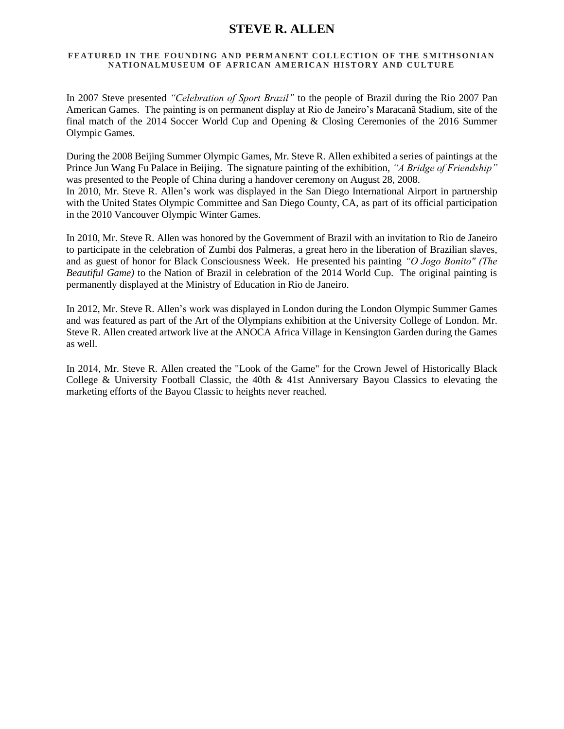# STEVE R. ALLEN

**FEATURED IN THE FOUNDING AND PERMANENT COLLECTION OF THE SMITHSONIAN NATIONALMUSEUM OF AFRICAN AMERICAN HISTORY AND CULTURE**

In 2007 Steve presented *"Celebration of Sport Brazil"* to the people of Brazil during the Rio 2007 Pan American Games. The painting is on permanent display at Rio de Janeiro's Maracanã Stadium, site of the final match of the 2014 Soccer World Cup and Opening & Closing Ceremonies of the 2016 Summer Olympic Games.

During the 2008 Beijing Summer Olympic Games, Mr. Steve R. Allen exhibited a series of paintings at the Prince Jun Wang Fu Palace in Beijing. The signature painting of the exhibition, *"A Bridge of Friendship"* was presented to the People of China during a handover ceremony on August 28, 2008.
In 2010, Mr. Steve R. Allen's work was displayed in the San Diego International Airport in partnership with the United States Olympic Committee and San Diego County, CA, as part of its official participation in the 2010 Vancouver Olympic Winter Games.

In 2010, Mr. Steve R. Allen was honored by the Government of Brazil with an invitation to Rio de Janeiro to participate in the celebration of Zumbi dos Palmeras, a great hero in the liberation of Brazilian slaves, and as guest of honor for Black Consciousness Week. He presented his painting *"O Jogo Bonito" (The Beautiful Game)* to the Nation of Brazil in celebration of the 2014 World Cup. The original painting is permanently displayed at the Ministry of Education in Rio de Janeiro.

In 2012, Mr. Steve R. Allen's work was displayed in London during the London Olympic Summer Games and was featured as part of the Art of the Olympians exhibition at the University College of London. Mr. Steve R. Allen created artwork live at the ANOCA Africa Village in Kensington Garden during the Games as well.

In 2014, Mr. Steve R. Allen created the "Look of the Game" for the Crown Jewel of Historically Black College & University Football Classic, the 40th & 41st Anniversary Bayou Classics to elevating the marketing efforts of the Bayou Classic to heights never reached.